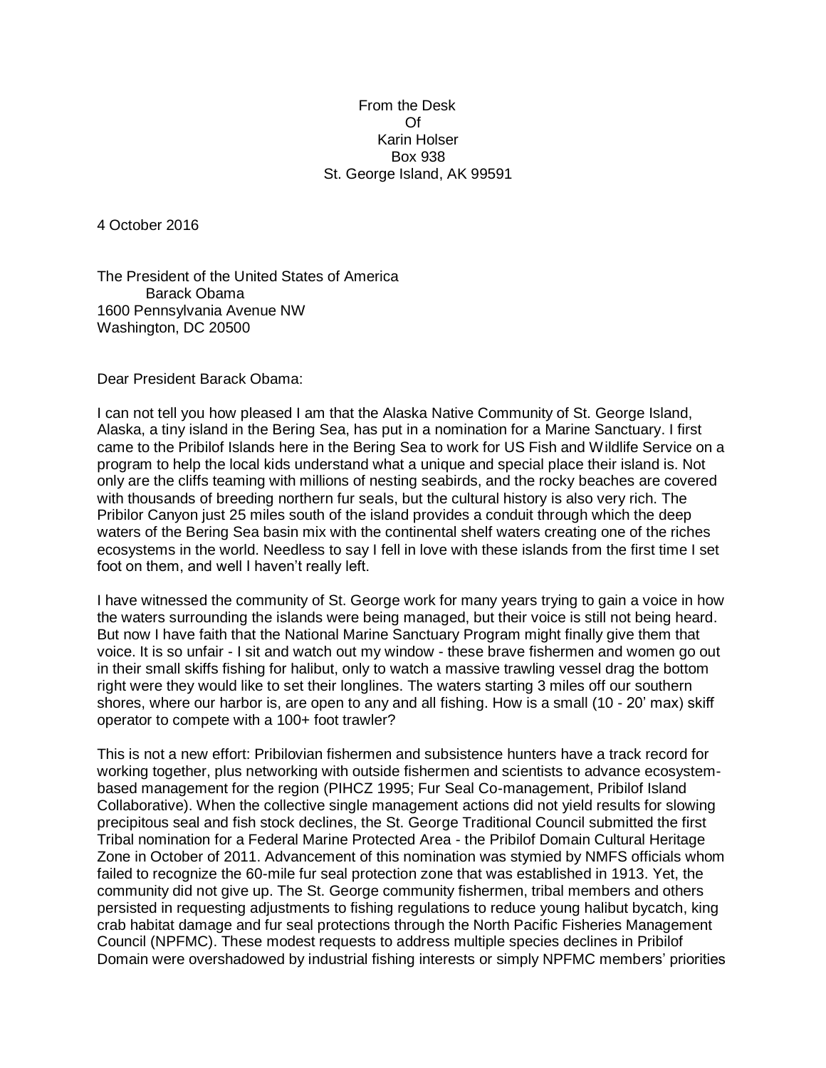From the Desk
Of
Karin Holser
Box 938
St. George Island, AK 99591

4 October 2016

The President of the United States of America
Barack Obama
1600 Pennsylvania Avenue NW
Washington, DC 20500

Dear President Barack Obama:

I can not tell you how pleased I am that the Alaska Native Community of St. George Island, Alaska, a tiny island in the Bering Sea, has put in a nomination for a Marine Sanctuary. I first came to the Pribilof Islands here in the Bering Sea to work for US Fish and Wildlife Service on a program to help the local kids understand what a unique and special place their island is. Not only are the cliffs teaming with millions of nesting seabirds, and the rocky beaches are covered with thousands of breeding northern fur seals, but the cultural history is also very rich. The Pribilor Canyon just 25 miles south of the island provides a conduit through which the deep waters of the Bering Sea basin mix with the continental shelf waters creating one of the riches ecosystems in the world. Needless to say I fell in love with these islands from the first time I set foot on them, and well I haven't really left.

I have witnessed the community of St. George work for many years trying to gain a voice in how the waters surrounding the islands were being managed, but their voice is still not being heard. But now I have faith that the National Marine Sanctuary Program might finally give them that voice. It is so unfair - I sit and watch out my window - these brave fishermen and women go out in their small skiffs fishing for halibut, only to watch a massive trawling vessel drag the bottom right were they would like to set their longlines. The waters starting 3 miles off our southern shores, where our harbor is, are open to any and all fishing. How is a small (10 - 20' max) skiff operator to compete with a 100+ foot trawler?

This is not a new effort: Pribilovian fishermen and subsistence hunters have a track record for working together, plus networking with outside fishermen and scientists to advance ecosystem-based management for the region (PIHCZ 1995; Fur Seal Co-management, Pribilof Island Collaborative). When the collective single management actions did not yield results for slowing precipitous seal and fish stock declines, the St. George Traditional Council submitted the first Tribal nomination for a Federal Marine Protected Area - the Pribilof Domain Cultural Heritage Zone in October of 2011. Advancement of this nomination was stymied by NMFS officials whom failed to recognize the 60-mile fur seal protection zone that was established in 1913. Yet, the community did not give up. The St. George community fishermen, tribal members and others persisted in requesting adjustments to fishing regulations to reduce young halibut bycatch, king crab habitat damage and fur seal protections through the North Pacific Fisheries Management Council (NPFMC). These modest requests to address multiple species declines in Pribilof Domain were overshadowed by industrial fishing interests or simply NPFMC members' priorities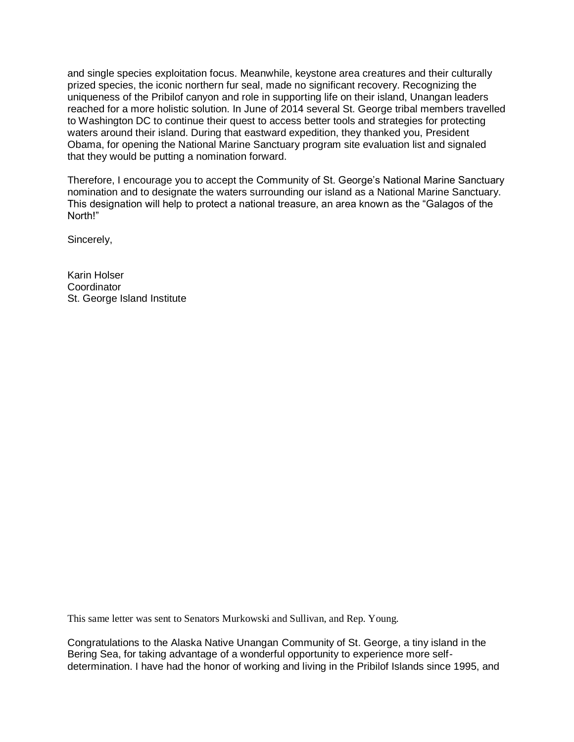and single species exploitation focus. Meanwhile, keystone area creatures and their culturally prized species, the iconic northern fur seal, made no significant recovery. Recognizing the uniqueness of the Pribilof canyon and role in supporting life on their island, Unangan leaders reached for a more holistic solution. In June of 2014 several St. George tribal members travelled to Washington DC to continue their quest to access better tools and strategies for protecting waters around their island. During that eastward expedition, they thanked you, President Obama, for opening the National Marine Sanctuary program site evaluation list and signaled that they would be putting a nomination forward.

Therefore, I encourage you to accept the Community of St. George's National Marine Sanctuary nomination and to designate the waters surrounding our island as a National Marine Sanctuary. This designation will help to protect a national treasure, an area known as the "Galagos of the North!"

Sincerely,

Karin Holser
Coordinator
St. George Island Institute

This same letter was sent to Senators Murkowski and Sullivan, and Rep. Young.

Congratulations to the Alaska Native Unangan Community of St. George, a tiny island in the Bering Sea, for taking advantage of a wonderful opportunity to experience more self-determination. I have had the honor of working and living in the Pribilof Islands since 1995, and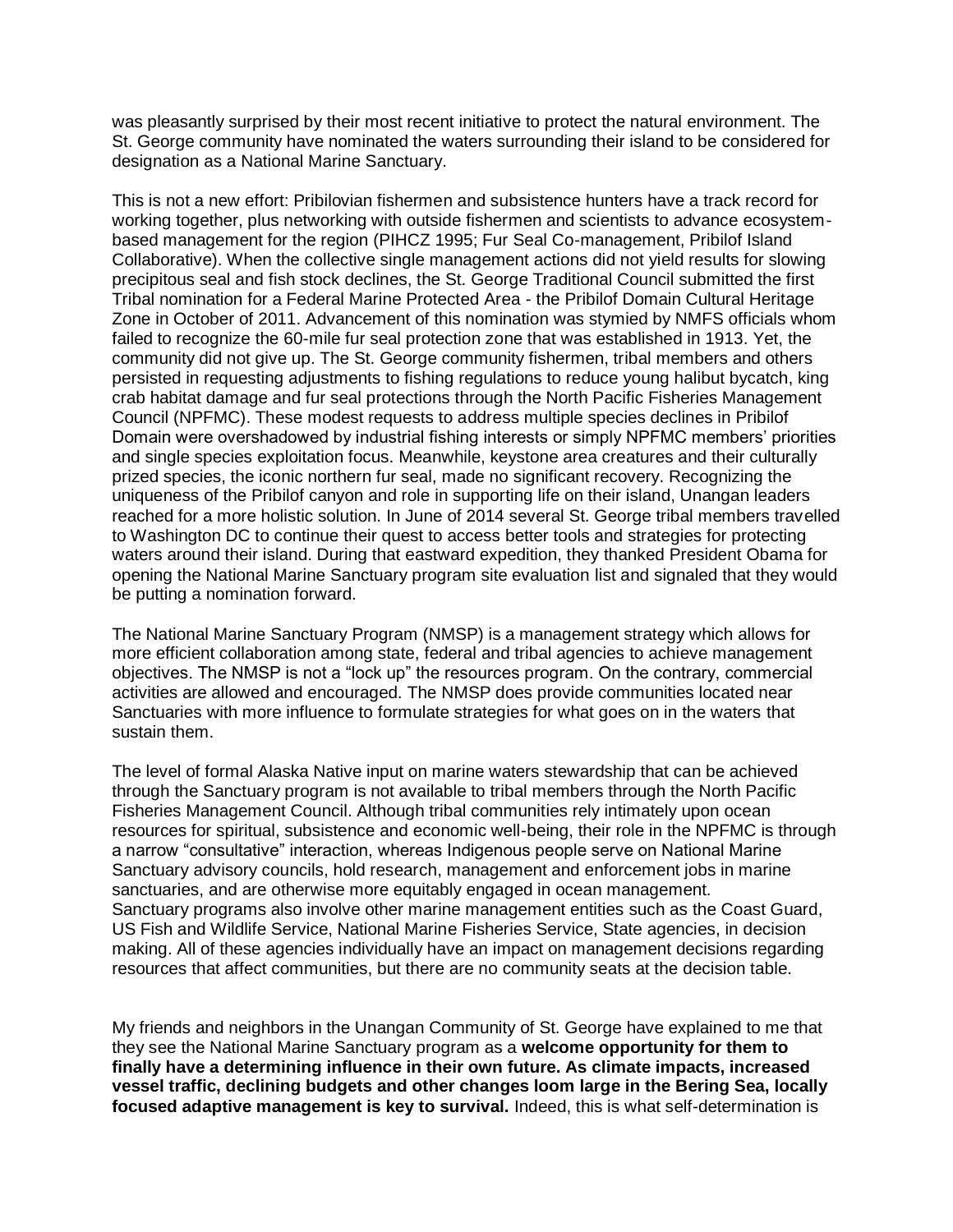was pleasantly surprised by their most recent initiative to protect the natural environment. The St. George community have nominated the waters surrounding their island to be considered for designation as a National Marine Sanctuary.

This is not a new effort: Pribilovian fishermen and subsistence hunters have a track record for working together, plus networking with outside fishermen and scientists to advance ecosystem-based management for the region (PIHCZ 1995; Fur Seal Co-management, Pribilof Island Collaborative). When the collective single management actions did not yield results for slowing precipitous seal and fish stock declines, the St. George Traditional Council submitted the first Tribal nomination for a Federal Marine Protected Area - the Pribilof Domain Cultural Heritage Zone in October of 2011. Advancement of this nomination was stymied by NMFS officials whom failed to recognize the 60-mile fur seal protection zone that was established in 1913. Yet, the community did not give up. The St. George community fishermen, tribal members and others persisted in requesting adjustments to fishing regulations to reduce young halibut bycatch, king crab habitat damage and fur seal protections through the North Pacific Fisheries Management Council (NPFMC). These modest requests to address multiple species declines in Pribilof Domain were overshadowed by industrial fishing interests or simply NPFMC members' priorities and single species exploitation focus. Meanwhile, keystone area creatures and their culturally prized species, the iconic northern fur seal, made no significant recovery. Recognizing the uniqueness of the Pribilof canyon and role in supporting life on their island, Unangan leaders reached for a more holistic solution. In June of 2014 several St. George tribal members travelled to Washington DC to continue their quest to access better tools and strategies for protecting waters around their island. During that eastward expedition, they thanked President Obama for opening the National Marine Sanctuary program site evaluation list and signaled that they would be putting a nomination forward.

The National Marine Sanctuary Program (NMSP) is a management strategy which allows for more efficient collaboration among state, federal and tribal agencies to achieve management objectives. The NMSP is not a "lock up" the resources program. On the contrary, commercial activities are allowed and encouraged. The NMSP does provide communities located near Sanctuaries with more influence to formulate strategies for what goes on in the waters that sustain them.

The level of formal Alaska Native input on marine waters stewardship that can be achieved through the Sanctuary program is not available to tribal members through the North Pacific Fisheries Management Council. Although tribal communities rely intimately upon ocean resources for spiritual, subsistence and economic well-being, their role in the NPFMC is through a narrow "consultative" interaction, whereas Indigenous people serve on National Marine Sanctuary advisory councils, hold research, management and enforcement jobs in marine sanctuaries, and are otherwise more equitably engaged in ocean management.
Sanctuary programs also involve other marine management entities such as the Coast Guard, US Fish and Wildlife Service, National Marine Fisheries Service, State agencies, in decision making. All of these agencies individually have an impact on management decisions regarding resources that affect communities, but there are no community seats at the decision table.

My friends and neighbors in the Unangan Community of St. George have explained to me that they see the National Marine Sanctuary program as a **welcome opportunity for them to finally have a determining influence in their own future. As climate impacts, increased vessel traffic, declining budgets and other changes loom large in the Bering Sea, locally focused adaptive management is key to survival.** Indeed, this is what self-determination is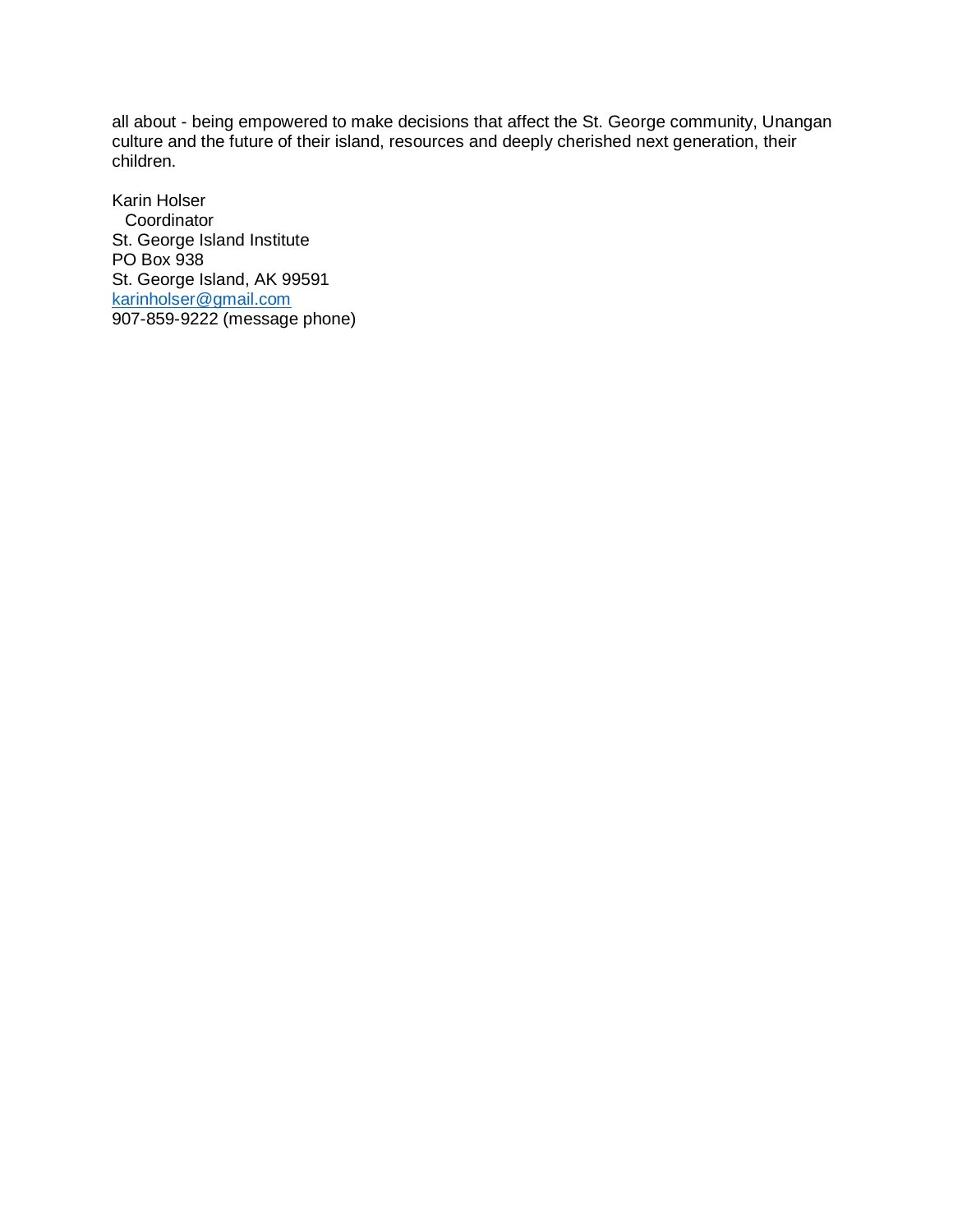all about - being empowered to make decisions that affect the St. George community, Unangan culture and the future of their island, resources and deeply cherished next generation, their children.

Karin Holser
Coordinator
St. George Island Institute
PO Box 938
St. George Island, AK 99591
karinholser@gmail.com
907-859-9222 (message phone)